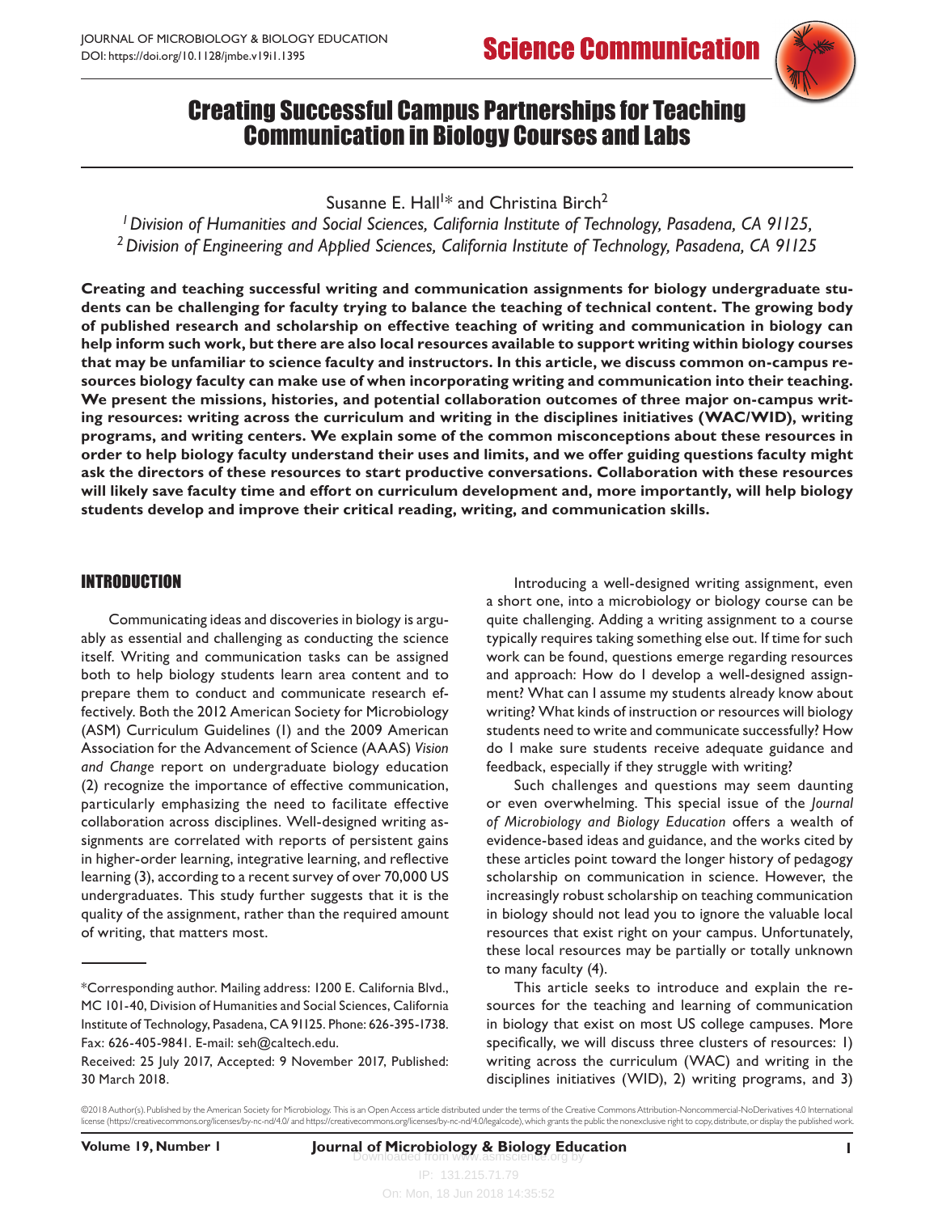# Creating Successful Campus Partnerships for Teaching Communication in Biology Courses and Labs

Susanne E. Hall[1]* and Christina Birch[2]

[1] *Division of Humanities and Social Sciences, California Institute of Technology, Pasadena, CA 91125,*
[2] *Division of Engineering and Applied Sciences, California Institute of Technology, Pasadena, CA 91125*

**Creating and teaching successful writing and communication assignments for biology undergraduate students can be challenging for faculty trying to balance the teaching of technical content. The growing body of published research and scholarship on effective teaching of writing and communication in biology can help inform such work, but there are also local resources available to support writing within biology courses that may be unfamiliar to science faculty and instructors. In this article, we discuss common on-campus resources biology faculty can make use of when incorporating writing and communication into their teaching. We present the missions, histories, and potential collaboration outcomes of three major on-campus writing resources: writing across the curriculum and writing in the disciplines initiatives (WAC/WID), writing programs, and writing centers. We explain some of the common misconceptions about these resources in order to help biology faculty understand their uses and limits, and we offer guiding questions faculty might ask the directors of these resources to start productive conversations. Collaboration with these resources will likely save faculty time and effort on curriculum development and, more importantly, will help biology students develop and improve their critical reading, writing, and communication skills.**

## INTRODUCTION

Communicating ideas and discoveries in biology is arguably as essential and challenging as conducting the science itself. Writing and communication tasks can be assigned both to help biology students learn area content and to prepare them to conduct and communicate research effectively. Both the 2012 American Society for Microbiology (ASM) Curriculum Guidelines (1) and the 2009 American Association for the Advancement of Science (AAAS) *Vision and Change* report on undergraduate biology education (2) recognize the importance of effective communication, particularly emphasizing the need to facilitate effective collaboration across disciplines. Well-designed writing assignments are correlated with reports of persistent gains in higher-order learning, integrative learning, and reflective learning (3), according to a recent survey of over 70,000 US undergraduates. This study further suggests that it is the quality of the assignment, rather than the required amount of writing, that matters most.

Introducing a well-designed writing assignment, even a short one, into a microbiology or biology course can be quite challenging. Adding a writing assignment to a course typically requires taking something else out. If time for such work can be found, questions emerge regarding resources and approach: How do I develop a well-designed assignment? What can I assume my students already know about writing? What kinds of instruction or resources will biology students need to write and communicate successfully? How do I make sure students receive adequate guidance and feedback, especially if they struggle with writing?

Such challenges and questions may seem daunting or even overwhelming. This special issue of the *Journal of Microbiology and Biology Education* offers a wealth of evidence-based ideas and guidance, and the works cited by these articles point toward the longer history of pedagogy scholarship on communication in science. However, the increasingly robust scholarship on teaching communication in biology should not lead you to ignore the valuable local resources that exist right on your campus. Unfortunately, these local resources may be partially or totally unknown to many faculty (4).

This article seeks to introduce and explain the resources for the teaching and learning of communication in biology that exist on most US college campuses. More specifically, we will discuss three clusters of resources: 1) writing across the curriculum (WAC) and writing in the disciplines initiatives (WID), 2) writing programs, and 3)

---

*Corresponding author. Mailing address: 1200 E. California Blvd., MC 101-40, Division of Humanities and Social Sciences, California Institute of Technology, Pasadena, CA 91125. Phone: 626-395-1738. Fax: 626-405-9841. E-mail: seh@caltech.edu.

Received: 25 July 2017, Accepted: 9 November 2017, Published: 30 March 2018.

©2018 Author(s). Published by the American Society for Microbiology. This is an Open Access article distributed under the terms of the Creative Commons Attribution-Noncommercial-NoDerivatives 4.0 International license (https://creativecommons.org/licenses/by-nc-nd/4.0/ and https://creativecommons.org/licenses/by-nc-nd/4.0/legalcode), which grants the public the nonexclusive right to copy, distribute, or display the published work.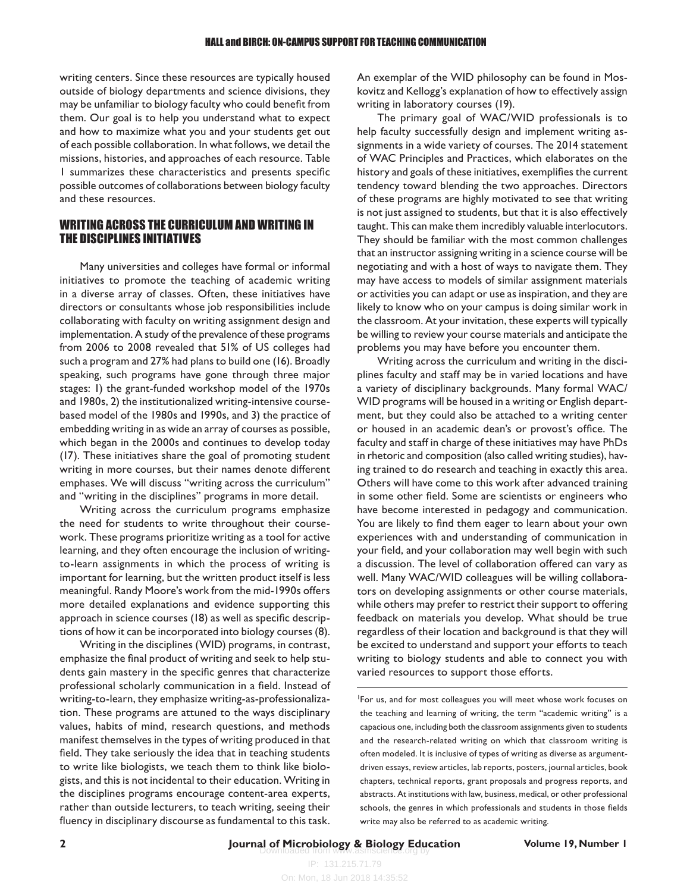writing centers. Since these resources are typically housed outside of biology departments and science divisions, they may be unfamiliar to biology faculty who could benefit from them. Our goal is to help you understand what to expect and how to maximize what you and your students get out of each possible collaboration. In what follows, we detail the missions, histories, and approaches of each resource. Table 1 summarizes these characteristics and presents specific possible outcomes of collaborations between biology faculty and these resources.

## WRITING ACROSS THE CURRICULUM AND WRITING IN THE DISCIPLINES INITIATIVES

Many universities and colleges have formal or informal initiatives to promote the teaching of academic writing in a diverse array of classes. Often, these initiatives have directors or consultants whose job responsibilities include collaborating with faculty on writing assignment design and implementation. A study of the prevalence of these programs from 2006 to 2008 revealed that 51% of US colleges had such a program and 27% had plans to build one (16). Broadly speaking, such programs have gone through three major stages: 1) the grant-funded workshop model of the 1970s and 1980s, 2) the institutionalized writing-intensive course-based model of the 1980s and 1990s, and 3) the practice of embedding writing in as wide an array of courses as possible, which began in the 2000s and continues to develop today (17). These initiatives share the goal of promoting student writing in more courses, but their names denote different emphases. We will discuss "writing across the curriculum" and "writing in the disciplines" programs in more detail.

Writing across the curriculum programs emphasize the need for students to write throughout their coursework. These programs prioritize writing as a tool for active learning, and they often encourage the inclusion of writing-to-learn assignments in which the process of writing is important for learning, but the written product itself is less meaningful. Randy Moore's work from the mid-1990s offers more detailed explanations and evidence supporting this approach in science courses (18) as well as specific descriptions of how it can be incorporated into biology courses (8).

Writing in the disciplines (WID) programs, in contrast, emphasize the final product of writing and seek to help students gain mastery in the specific genres that characterize professional scholarly communication in a field. Instead of writing-to-learn, they emphasize writing-as-professionalization. These programs are attuned to the ways disciplinary values, habits of mind, research questions, and methods manifest themselves in the types of writing produced in that field. They take seriously the idea that in teaching students to write like biologists, we teach them to think like biologists, and this is not incidental to their education. Writing in the disciplines programs encourage content-area experts, rather than outside lecturers, to teach writing, seeing their fluency in disciplinary discourse as fundamental to this task. An exemplar of the WID philosophy can be found in Moskovitz and Kellogg's explanation of how to effectively assign writing in laboratory courses (19).

The primary goal of WAC/WID professionals is to help faculty successfully design and implement writing assignments in a wide variety of courses. The 2014 statement of WAC Principles and Practices, which elaborates on the history and goals of these initiatives, exemplifies the current tendency toward blending the two approaches. Directors of these programs are highly motivated to see that writing is not just assigned to students, but that it is also effectively taught. This can make them incredibly valuable interlocutors. They should be familiar with the most common challenges that an instructor assigning writing in a science course will be negotiating and with a host of ways to navigate them. They may have access to models of similar assignment materials or activities you can adapt or use as inspiration, and they are likely to know who on your campus is doing similar work in the classroom. At your invitation, these experts will typically be willing to review your course materials and anticipate the problems you may have before you encounter them.

Writing across the curriculum and writing in the disciplines faculty and staff may be in varied locations and have a variety of disciplinary backgrounds. Many formal WAC/WID programs will be housed in a writing or English department, but they could also be attached to a writing center or housed in an academic dean's or provost's office. The faculty and staff in charge of these initiatives may have PhDs in rhetoric and composition (also called writing studies), having trained to do research and teaching in exactly this area. Others will have come to this work after advanced training in some other field. Some are scientists or engineers who have become interested in pedagogy and communication. You are likely to find them eager to learn about your own experiences with and understanding of communication in your field, and your collaboration may well begin with such a discussion. The level of collaboration offered can vary as well. Many WAC/WID colleagues will be willing collaborators on developing assignments or other course materials, while others may prefer to restrict their support to offering feedback on materials you develop. What should be true regardless of their location and background is that they will be excited to understand and support your efforts to teach writing to biology students and able to connect you with varied resources to support those efforts.

---

[1]For us, and for most colleagues you will meet whose work focuses on the teaching and learning of writing, the term "academic writing" is a capacious one, including both the classroom assignments given to students and the research-related writing on which that classroom writing is often modeled. It is inclusive of types of writing as diverse as argument-driven essays, review articles, lab reports, posters, journal articles, book chapters, technical reports, grant proposals and progress reports, and abstracts. At institutions with law, business, medical, or other professional schools, the genres in which professionals and students in those fields write may also be referred to as academic writing.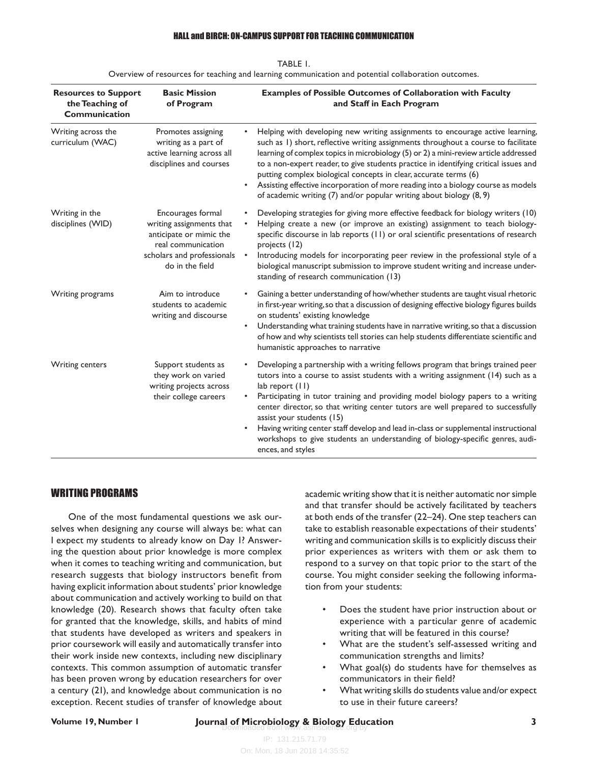TABLE 1.
Overview of resources for teaching and learning communication and potential collaboration outcomes.

| Resources to Support the Teaching of Communication | Basic Mission of Program | Examples of Possible Outcomes of Collaboration with Faculty and Staff in Each Program |
|---|---|---|
| Writing across the curriculum (WAC) | Promotes assigning writing as a part of active learning across all disciplines and courses | • Helping with developing new writing assignments to encourage active learning, such as 1) short, reflective writing assignments throughout a course to facilitate learning of complex topics in microbiology (5) or 2) a mini-review article addressed to a non-expert reader, to give students practice in identifying critical issues and putting complex biological concepts in clear, accurate terms (6) <br> • Assisting effective incorporation of more reading into a biology course as models of academic writing (7) and/or popular writing about biology (8, 9) |
| Writing in the disciplines (WID) | Encourages formal writing assignments that anticipate or mimic the real communication scholars and professionals do in the field | • Developing strategies for giving more effective feedback for biology writers (10) <br> • Helping create a new (or improve an existing) assignment to teach biology-specific discourse in lab reports (11) or oral scientific presentations of research projects (12) <br> • Introducing models for incorporating peer review in the professional style of a biological manuscript submission to improve student writing and increase understanding of research communication (13) |
| Writing programs | Aim to introduce students to academic writing and discourse | • Gaining a better understanding of how/whether students are taught visual rhetoric in first-year writing, so that a discussion of designing effective biology figures builds on students' existing knowledge <br> • Understanding what training students have in narrative writing, so that a discussion of how and why scientists tell stories can help students differentiate scientific and humanistic approaches to narrative |
| Writing centers | Support students as they work on varied writing projects across their college careers | • Developing a partnership with a writing fellows program that brings trained peer tutors into a course to assist students with a writing assignment (14) such as a lab report (11) <br> • Participating in tutor training and providing model biology papers to a writing center director, so that writing center tutors are well prepared to successfully assist your students (15) <br> • Having writing center staff develop and lead in-class or supplemental instructional workshops to give students an understanding of biology-specific genres, audiences, and styles |

## WRITING PROGRAMS

One of the most fundamental questions we ask ourselves when designing any course will always be: what can I expect my students to already know on Day 1? Answering the question about prior knowledge is more complex when it comes to teaching writing and communication, but research suggests that biology instructors benefit from having explicit information about students' prior knowledge about communication and actively working to build on that knowledge (20). Research shows that faculty often take for granted that the knowledge, skills, and habits of mind that students have developed as writers and speakers in prior coursework will easily and automatically transfer into their work inside new contexts, including new disciplinary contexts. This common assumption of automatic transfer has been proven wrong by education researchers for over a century (21), and knowledge about communication is no exception. Recent studies of transfer of knowledge about academic writing show that it is neither automatic nor simple and that transfer should be actively facilitated by teachers at both ends of the transfer (22–24). One step teachers can take to establish reasonable expectations of their students' writing and communication skills is to explicitly discuss their prior experiences as writers with them or ask them to respond to a survey on that topic prior to the start of the course. You might consider seeking the following information from your students:

- Does the student have prior instruction about or experience with a particular genre of academic writing that will be featured in this course?
- What are the student's self-assessed writing and communication strengths and limits?
- What goal(s) do students have for themselves as communicators in their field?
- What writing skills do students value and/or expect to use in their future careers?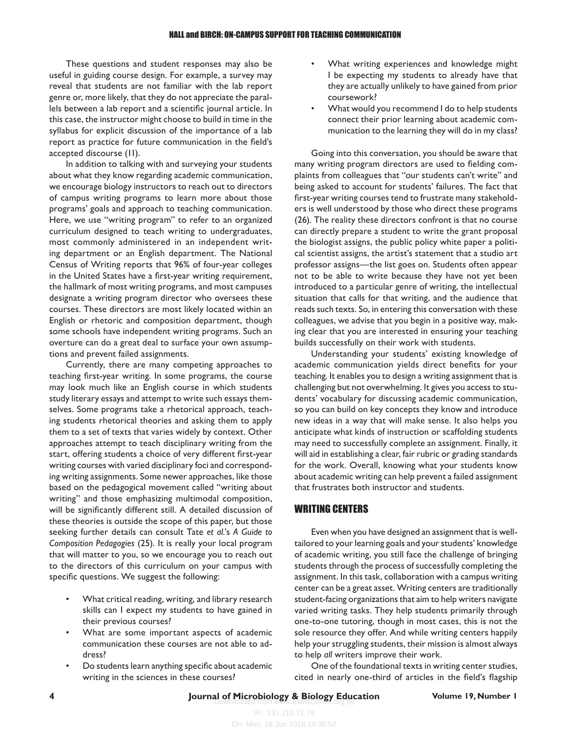These questions and student responses may also be useful in guiding course design. For example, a survey may reveal that students are not familiar with the lab report genre or, more likely, that they do not appreciate the parallels between a lab report and a scientific journal article. In this case, the instructor might choose to build in time in the syllabus for explicit discussion of the importance of a lab report as practice for future communication in the field's accepted discourse (11).

In addition to talking with and surveying your students about what they know regarding academic communication, we encourage biology instructors to reach out to directors of campus writing programs to learn more about those programs' goals and approach to teaching communication. Here, we use "writing program" to refer to an organized curriculum designed to teach writing to undergraduates, most commonly administered in an independent writing department or an English department. The National Census of Writing reports that 96% of four-year colleges in the United States have a first-year writing requirement, the hallmark of most writing programs, and most campuses designate a writing program director who oversees these courses. These directors are most likely located within an English or rhetoric and composition department, though some schools have independent writing programs. Such an overture can do a great deal to surface your own assumptions and prevent failed assignments.

Currently, there are many competing approaches to teaching first-year writing. In some programs, the course may look much like an English course in which students study literary essays and attempt to write such essays themselves. Some programs take a rhetorical approach, teaching students rhetorical theories and asking them to apply them to a set of texts that varies widely by context. Other approaches attempt to teach disciplinary writing from the start, offering students a choice of very different first-year writing courses with varied disciplinary foci and corresponding writing assignments. Some newer approaches, like those based on the pedagogical movement called "writing about writing" and those emphasizing multimodal composition, will be significantly different still. A detailed discussion of these theories is outside the scope of this paper, but those seeking further details can consult Tate *et al.*'s *A Guide to Composition Pedagogies* (25). It is really your local program that will matter to you, so we encourage you to reach out to the directors of this curriculum on your campus with specific questions. We suggest the following:

- What critical reading, writing, and library research skills can I expect my students to have gained in their previous courses?
- What are some important aspects of academic communication these courses are not able to address?
- Do students learn anything specific about academic writing in the sciences in these courses?
- What writing experiences and knowledge might I be expecting my students to already have that they are actually unlikely to have gained from prior coursework?
- What would you recommend I do to help students connect their prior learning about academic communication to the learning they will do in my class?

Going into this conversation, you should be aware that many writing program directors are used to fielding complaints from colleagues that "our students can't write" and being asked to account for students' failures. The fact that first-year writing courses tend to frustrate many stakeholders is well understood by those who direct these programs (26). The reality these directors confront is that no course can directly prepare a student to write the grant proposal the biologist assigns, the public policy white paper a political scientist assigns, the artist's statement that a studio art professor assigns—the list goes on. Students often appear not to be able to write because they have not yet been introduced to a particular genre of writing, the intellectual situation that calls for that writing, and the audience that reads such texts. So, in entering this conversation with these colleagues, we advise that you begin in a positive way, making clear that you are interested in ensuring your teaching builds successfully on their work with students.

Understanding your students' existing knowledge of academic communication yields direct benefits for your teaching. It enables you to design a writing assignment that is challenging but not overwhelming. It gives you access to students' vocabulary for discussing academic communication, so you can build on key concepts they know and introduce new ideas in a way that will make sense. It also helps you anticipate what kinds of instruction or scaffolding students may need to successfully complete an assignment. Finally, it will aid in establishing a clear, fair rubric or grading standards for the work. Overall, knowing what your students know about academic writing can help prevent a failed assignment that frustrates both instructor and students.

## WRITING CENTERS

Even when you have designed an assignment that is well-tailored to your learning goals and your students' knowledge of academic writing, you still face the challenge of bringing students through the process of successfully completing the assignment. In this task, collaboration with a campus writing center can be a great asset. Writing centers are traditionally student-facing organizations that aim to help writers navigate varied writing tasks. They help students primarily through one-to-one tutoring, though in most cases, this is not the sole resource they offer. And while writing centers happily help your struggling students, their mission is almost always to help *all* writers improve their work.

One of the foundational texts in writing center studies, cited in nearly one-third of articles in the field's flagship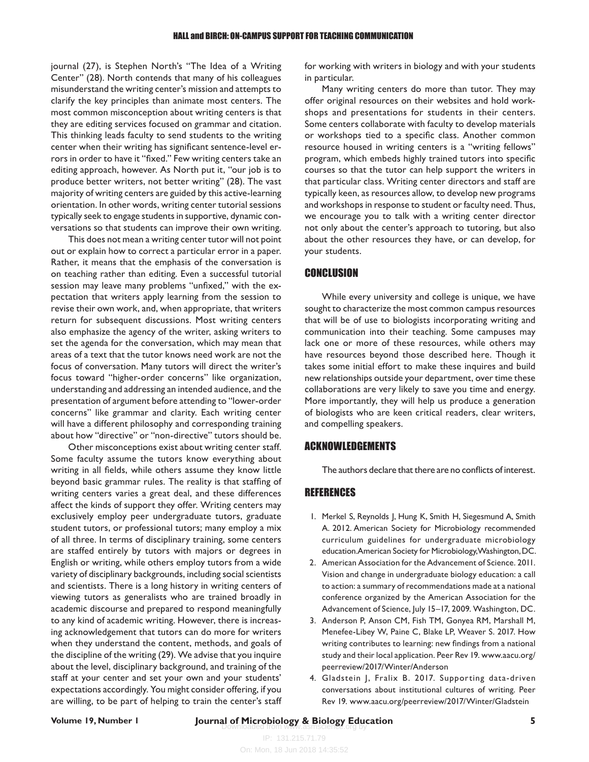journal (27), is Stephen North's "The Idea of a Writing Center" (28). North contends that many of his colleagues misunderstand the writing center's mission and attempts to clarify the key principles than animate most centers. The most common misconception about writing centers is that they are editing services focused on grammar and citation. This thinking leads faculty to send students to the writing center when their writing has significant sentence-level errors in order to have it "fixed." Few writing centers take an editing approach, however. As North put it, "our job is to produce better writers, not better writing" (28). The vast majority of writing centers are guided by this active-learning orientation. In other words, writing center tutorial sessions typically seek to engage students in supportive, dynamic conversations so that students can improve their own writing.

This does not mean a writing center tutor will not point out or explain how to correct a particular error in a paper. Rather, it means that the emphasis of the conversation is on teaching rather than editing. Even a successful tutorial session may leave many problems "unfixed," with the expectation that writers apply learning from the session to revise their own work, and, when appropriate, that writers return for subsequent discussions. Most writing centers also emphasize the agency of the writer, asking writers to set the agenda for the conversation, which may mean that areas of a text that the tutor knows need work are not the focus of conversation. Many tutors will direct the writer's focus toward "higher-order concerns" like organization, understanding and addressing an intended audience, and the presentation of argument before attending to "lower-order concerns" like grammar and clarity. Each writing center will have a different philosophy and corresponding training about how "directive" or "non-directive" tutors should be.

Other misconceptions exist about writing center staff. Some faculty assume the tutors know everything about writing in all fields, while others assume they know little beyond basic grammar rules. The reality is that staffing of writing centers varies a great deal, and these differences affect the kinds of support they offer. Writing centers may exclusively employ peer undergraduate tutors, graduate student tutors, or professional tutors; many employ a mix of all three. In terms of disciplinary training, some centers are staffed entirely by tutors with majors or degrees in English or writing, while others employ tutors from a wide variety of disciplinary backgrounds, including social scientists and scientists. There is a long history in writing centers of viewing tutors as generalists who are trained broadly in academic discourse and prepared to respond meaningfully to any kind of academic writing. However, there is increasing acknowledgement that tutors can do more for writers when they understand the content, methods, and goals of the discipline of the writing (29). We advise that you inquire about the level, disciplinary background, and training of the staff at your center and set your own and your students' expectations accordingly. You might consider offering, if you are willing, to be part of helping to train the center's staff for working with writers in biology and with your students in particular.

Many writing centers do more than tutor. They may offer original resources on their websites and hold workshops and presentations for students in their centers. Some centers collaborate with faculty to develop materials or workshops tied to a specific class. Another common resource housed in writing centers is a "writing fellows" program, which embeds highly trained tutors into specific courses so that the tutor can help support the writers in that particular class. Writing center directors and staff are typically keen, as resources allow, to develop new programs and workshops in response to student or faculty need. Thus, we encourage you to talk with a writing center director not only about the center's approach to tutoring, but also about the other resources they have, or can develop, for your students.

## CONCLUSION

While every university and college is unique, we have sought to characterize the most common campus resources that will be of use to biologists incorporating writing and communication into their teaching. Some campuses may lack one or more of these resources, while others may have resources beyond those described here. Though it takes some initial effort to make these inquires and build new relationships outside your department, over time these collaborations are very likely to save you time and energy. More importantly, they will help us produce a generation of biologists who are keen critical readers, clear writers, and compelling speakers.

## ACKNOWLEDGEMENTS

The authors declare that there are no conflicts of interest.

## REFERENCES

1. Merkel S, Reynolds J, Hung K, Smith H, Siegesmund A, Smith A. 2012. American Society for Microbiology recommended curriculum guidelines for undergraduate microbiology education. American Society for Microbiology, Washington, DC.
2. American Association for the Advancement of Science. 2011. Vision and change in undergraduate biology education: a call to action: a summary of recommendations made at a national conference organized by the American Association for the Advancement of Science, July 15–17, 2009. Washington, DC.
3. Anderson P, Anson CM, Fish TM, Gonyea RM, Marshall M, Menefee-Libey W, Paine C, Blake LP, Weaver S. 2017. How writing contributes to learning: new findings from a national study and their local application. Peer Rev 19. www.aacu.org/peerreview/2017/Winter/Anderson
4. Gladstein J, Fralix B. 2017. Supporting data-driven conversations about institutional cultures of writing. Peer Rev 19. www.aacu.org/peerreview/2017/Winter/Gladstein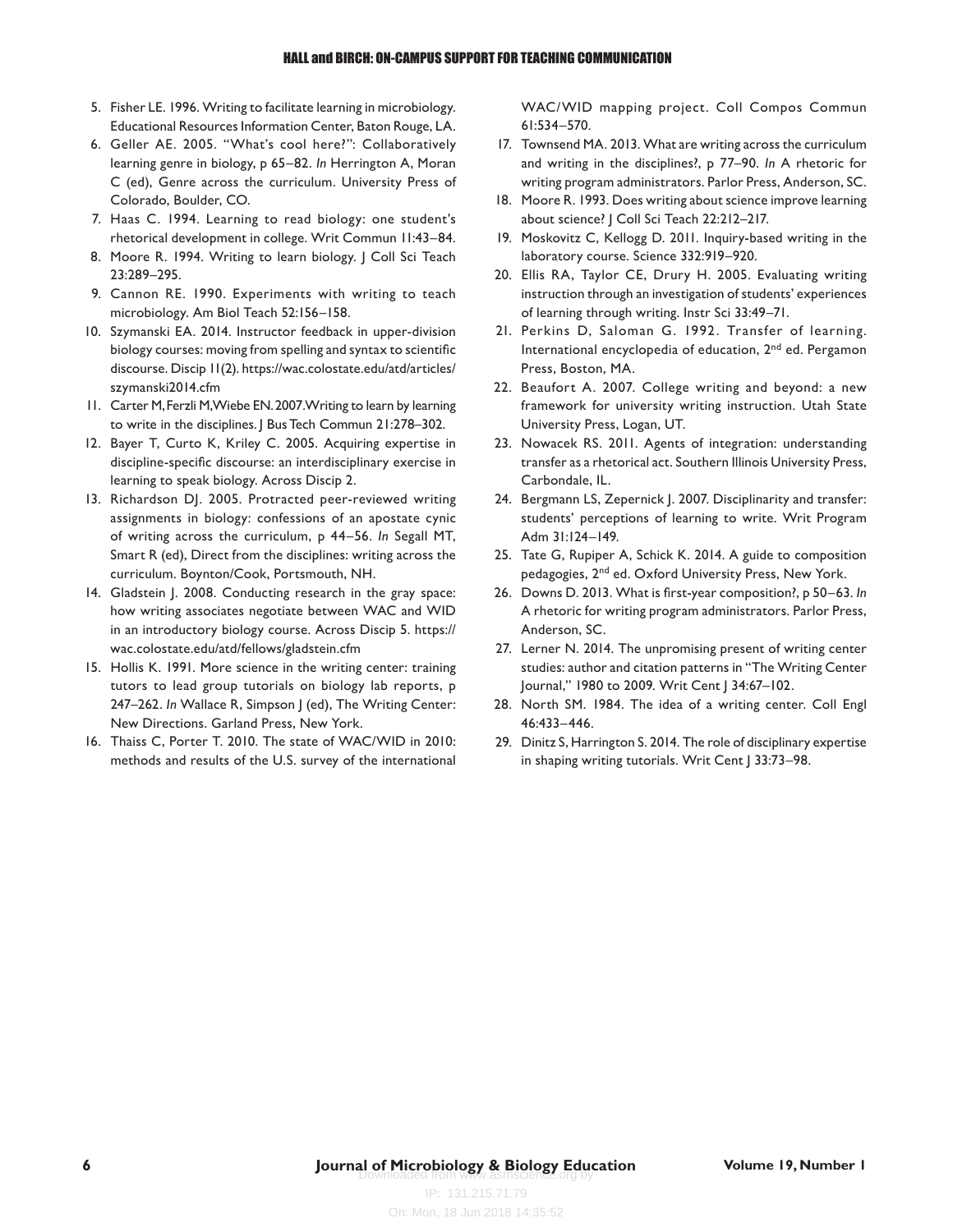5. Fisher LE. 1996. Writing to facilitate learning in microbiology. Educational Resources Information Center, Baton Rouge, LA.
6. Geller AE. 2005. "What's cool here?": Collaboratively learning genre in biology, p 65–82. *In* Herrington A, Moran C (ed), Genre across the curriculum. University Press of Colorado, Boulder, CO.
7. Haas C. 1994. Learning to read biology: one student's rhetorical development in college. Writ Commun 11:43–84.
8. Moore R. 1994. Writing to learn biology. J Coll Sci Teach 23:289–295.
9. Cannon RE. 1990. Experiments with writing to teach microbiology. Am Biol Teach 52:156–158.
10. Szymanski EA. 2014. Instructor feedback in upper-division biology courses: moving from spelling and syntax to scientific discourse. Discip 11(2). https://wac.colostate.edu/atd/articles/szymanski2014.cfm
11. Carter M, Ferzli M, Wiebe EN. 2007. Writing to learn by learning to write in the disciplines. J Bus Tech Commun 21:278–302.
12. Bayer T, Curto K, Kriley C. 2005. Acquiring expertise in discipline-specific discourse: an interdisciplinary exercise in learning to speak biology. Across Discip 2.
13. Richardson DJ. 2005. Protracted peer-reviewed writing assignments in biology: confessions of an apostate cynic of writing across the curriculum, p 44–56. *In* Segall MT, Smart R (ed), Direct from the disciplines: writing across the curriculum. Boynton/Cook, Portsmouth, NH.
14. Gladstein J. 2008. Conducting research in the gray space: how writing associates negotiate between WAC and WID in an introductory biology course. Across Discip 5. https://wac.colostate.edu/atd/fellows/gladstein.cfm
15. Hollis K. 1991. More science in the writing center: training tutors to lead group tutorials on biology lab reports, p 247–262. *In* Wallace R, Simpson J (ed), The Writing Center: New Directions. Garland Press, New York.
16. Thaiss C, Porter T. 2010. The state of WAC/WID in 2010: methods and results of the U.S. survey of the international WAC/WID mapping project. Coll Compos Commun 61:534–570.
17. Townsend MA. 2013. What are writing across the curriculum and writing in the disciplines?, p 77–90. *In* A rhetoric for writing program administrators. Parlor Press, Anderson, SC.
18. Moore R. 1993. Does writing about science improve learning about science? J Coll Sci Teach 22:212–217.
19. Moskovitz C, Kellogg D. 2011. Inquiry-based writing in the laboratory course. Science 332:919–920.
20. Ellis RA, Taylor CE, Drury H. 2005. Evaluating writing instruction through an investigation of students' experiences of learning through writing. Instr Sci 33:49–71.
21. Perkins D, Saloman G. 1992. Transfer of learning. International encyclopedia of education, 2nd ed. Pergamon Press, Boston, MA.
22. Beaufort A. 2007. College writing and beyond: a new framework for university writing instruction. Utah State University Press, Logan, UT.
23. Nowacek RS. 2011. Agents of integration: understanding transfer as a rhetorical act. Southern Illinois University Press, Carbondale, IL.
24. Bergmann LS, Zepernick J. 2007. Disciplinarity and transfer: students' perceptions of learning to write. Writ Program Adm 31:124–149.
25. Tate G, Rupiper A, Schick K. 2014. A guide to composition pedagogies, 2nd ed. Oxford University Press, New York.
26. Downs D. 2013. What is first-year composition?, p 50–63. *In* A rhetoric for writing program administrators. Parlor Press, Anderson, SC.
27. Lerner N. 2014. The unpromising present of writing center studies: author and citation patterns in "The Writing Center Journal," 1980 to 2009. Writ Cent J 34:67–102.
28. North SM. 1984. The idea of a writing center. Coll Engl 46:433–446.
29. Dinitz S, Harrington S. 2014. The role of disciplinary expertise in shaping writing tutorials. Writ Cent J 33:73–98.